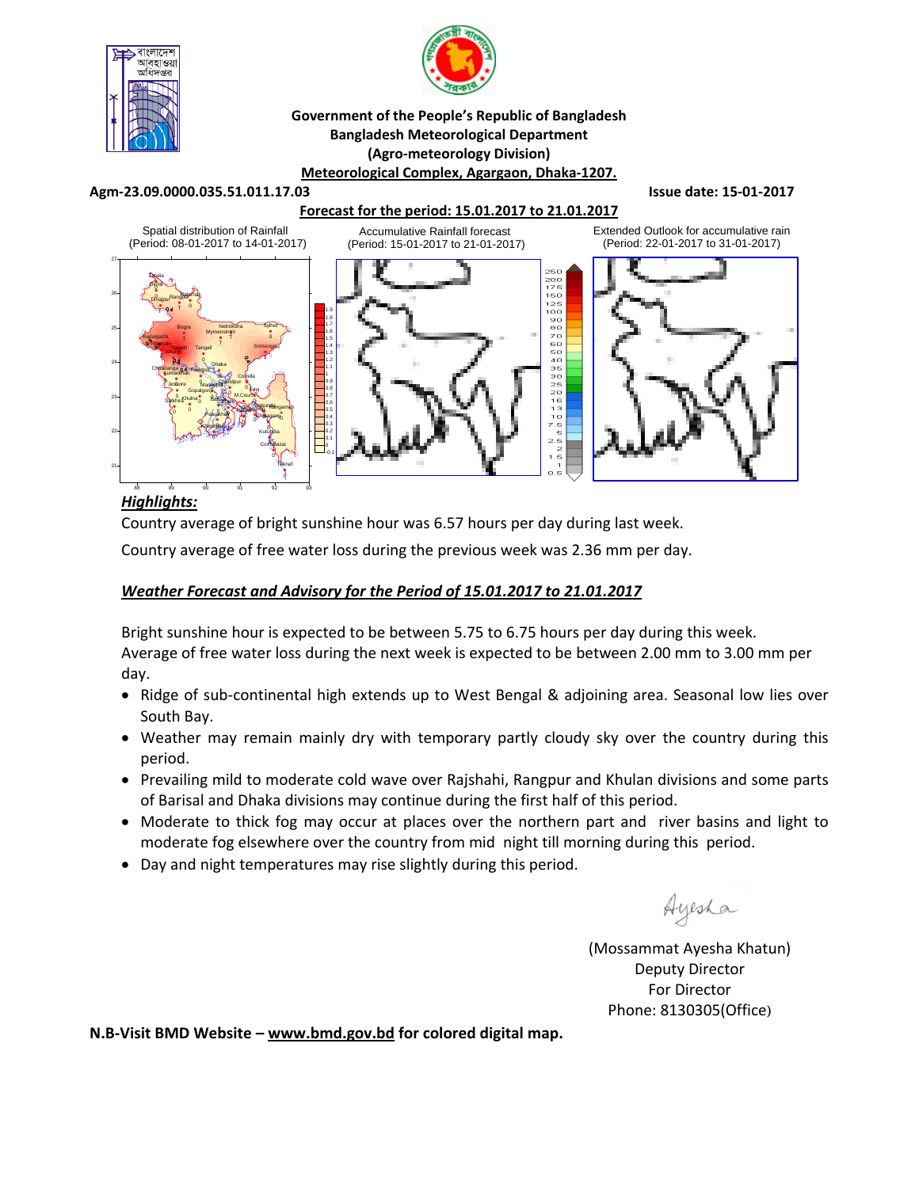Government of the People's Republic of Bangladesh
Bangladesh Meteorological Department
(Agro-meteorology Division)
Meteorological Complex, Agargaon, Dhaka-1207.

**Agm-23.09.0000.035.51.011.17.03** **Issue date: 15-01-2017**

**Forecast for the period: 15.01.2017 to 21.01.2017**

Spatial distribution of Rainfall (Period: 08-01-2017 to 14-01-2017)

Accumulative Rainfall forecast (Period: 15-01-2017 to 21-01-2017)

Extended Outlook for accumulative rain (Period: 22-01-2017 to 31-01-2017)

***Highlights:***

Country average of bright sunshine hour was 6.57 hours per day during last week.

Country average of free water loss during the previous week was 2.36 mm per day.

***Weather Forecast and Advisory for the Period of 15.01.2017 to 21.01.2017***

Bright sunshine hour is expected to be between 5.75 to 6.75 hours per day during this week.
Average of free water loss during the next week is expected to be between 2.00 mm to 3.00 mm per day.

- Ridge of sub-continental high extends up to West Bengal & adjoining area. Seasonal low lies over South Bay.
- Weather may remain mainly dry with temporary partly cloudy sky over the country during this period.
- Prevailing mild to moderate cold wave over Rajshahi, Rangpur and Khulan divisions and some parts of Barisal and Dhaka divisions may continue during the first half of this period.
- Moderate to thick fog may occur at places over the northern part and river basins and light to moderate fog elsewhere over the country from mid night till morning during this period.
- Day and night temperatures may rise slightly during this period.

Ayesha

(Mossammat Ayesha Khatun)
Deputy Director
For Director
Phone: 8130305(Office)

**N.B-Visit BMD Website – www.bmd.gov.bd for colored digital map.**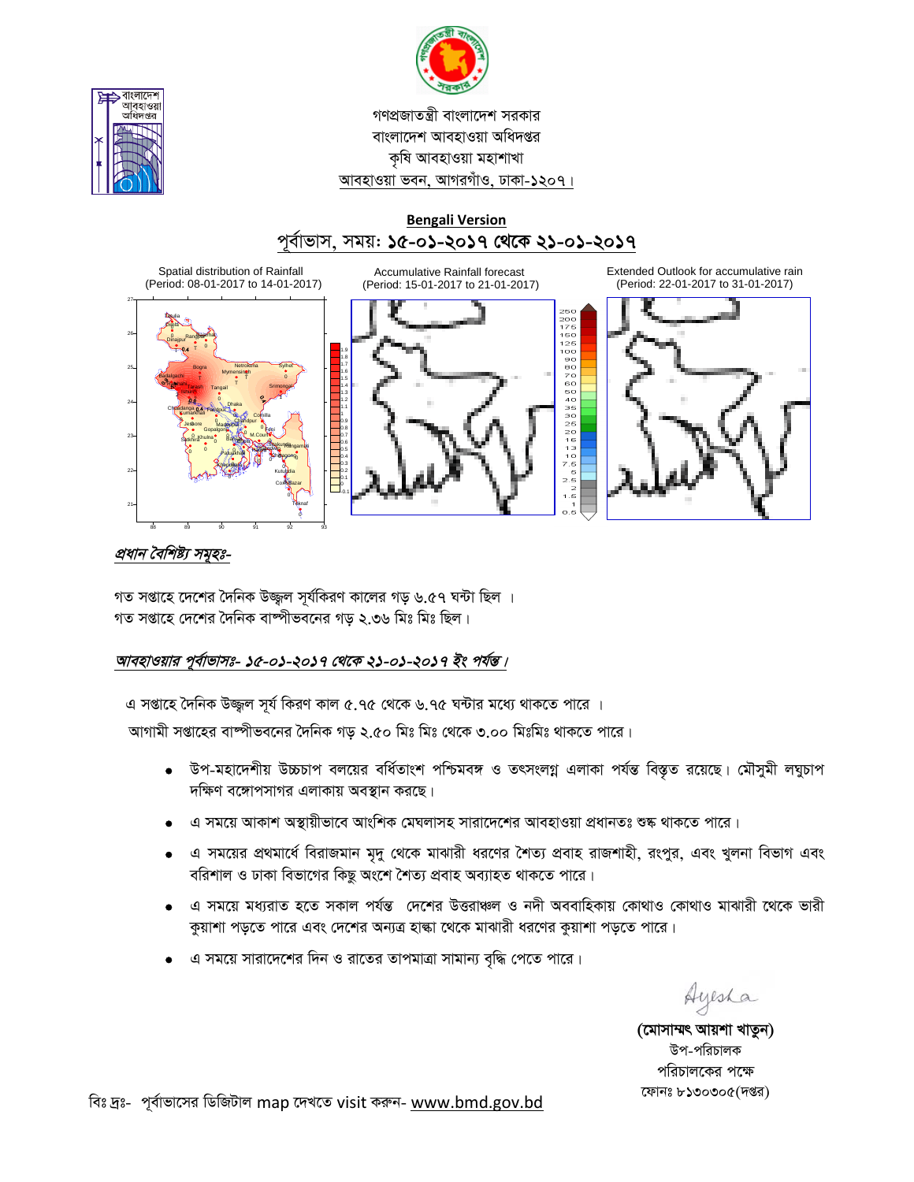গণপ্রজাতন্ত্রী বাংলাদেশ সরকার
বাংলাদেশ আবহাওয়া অধিদপ্তর
কৃষি আবহাওয়া মহাশাখা
আবহাওয়া ভবন, আগরগাঁও, ঢাকা-১২০৭।

**Bengali Version**

## পূর্বাভাস, সময়: ১৫-০১-২০১৭ থেকে ২১-০১-২০১৭

Spatial distribution of Rainfall (Period: 08-01-2017 to 14-01-2017)

Accumulative Rainfall forecast (Period: 15-01-2017 to 21-01-2017)

Extended Outlook for accumulative rain (Period: 22-01-2017 to 31-01-2017)

***প্রধান বৈশিষ্ট্য সমূহঃ-***

গত সপ্তাহে দেশের দৈনিক উজ্জ্বল সূর্যকিরণ কালের গড় ৬.৫৭ ঘন্টা ছিল ।
গত সপ্তাহে দেশের দৈনিক বাষ্পীভবনের গড় ২.৩৬ মিঃ মিঃ ছিল।

***আবহাওয়ার পূর্বাভাসঃ- ১৫-০১-২০১৭ থেকে ২১-০১-২০১৭ ইং পর্যন্ত।***

এ সপ্তাহে দৈনিক উজ্জ্বল সূর্য কিরণ কাল ৫.৭৫ থেকে ৬.৭৫ ঘন্টার মধ্যে থাকতে পারে ।
আগামী সপ্তাহের বাষ্পীভবনের দৈনিক গড় ২.৫০ মিঃ মিঃ থেকে ৩.০০ মিঃমিঃ থাকতে পারে।

- উপ-মহাদেশীয় উচ্চচাপ বলয়ের বর্ধিতাংশ পশ্চিমবঙ্গ ও তৎসংলগ্ন এলাকা পর্যন্ত বিস্তৃত রয়েছে। মৌসুমী লঘুচাপ দক্ষিণ বঙ্গোপসাগর এলাকায় অবস্থান করছে।
- এ সময়ে আকাশ অস্থায়ীভাবে আংশিক মেঘলাসহ সারাদেশের আবহাওয়া প্রধানতঃ শুষ্ক থাকতে পারে।
- এ সময়ের প্রথমার্ধে বিরাজমান মৃদু থেকে মাঝারী ধরণের শৈত্য প্রবাহ রাজশাহী, রংপুর, এবং খুলনা বিভাগ এবং বরিশাল ও ঢাকা বিভাগের কিছু অংশে শৈত্য প্রবাহ অব্যাহত থাকতে পারে।
- এ সময়ে মধ্যরাত হতে সকাল পর্যন্ত দেশের উত্তরাঞ্চল ও নদী অববাহিকায় কোথাও কোথাও মাঝারী থেকে ভারী কুয়াশা পড়তে পারে এবং দেশের অন্যত্র হাল্কা থেকে মাঝারী ধরণের কুয়াশা পড়তে পারে।
- এ সময়ে সারাদেশের দিন ও রাতের তাপমাত্রা সামান্য বৃদ্ধি পেতে পারে।

Ayesha

**(মোসাম্মৎ আয়শা খাতুন)**
উপ-পরিচালক
পরিচালকের পক্ষে
ফোনঃ ৮১৩০৩০৫(দপ্তর)

বিঃ দ্রঃ- পূর্বাভাসের ডিজিটাল map দেখতে visit করুন- www.bmd.gov.bd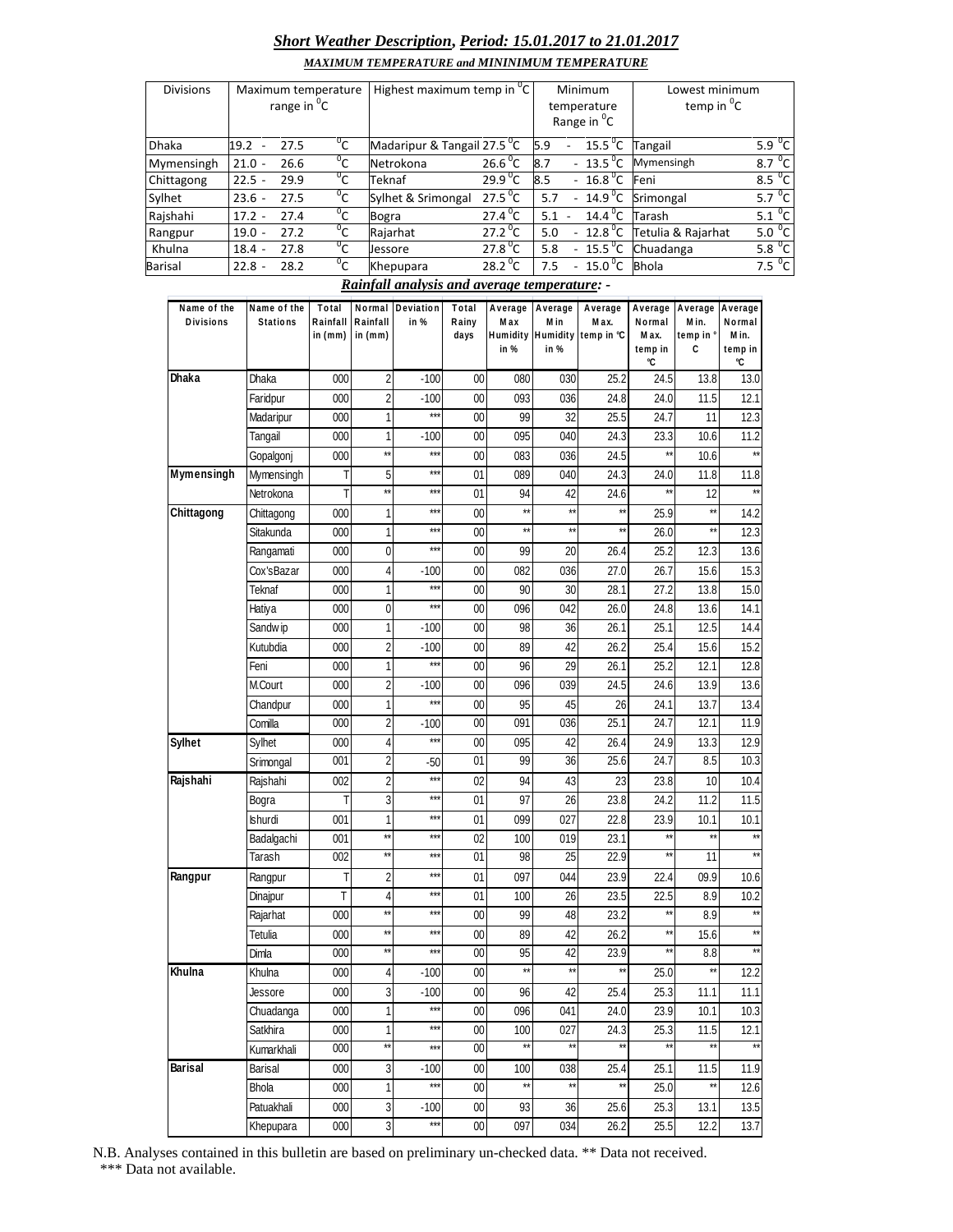## *Short Weather Description, Period: 15.01.2017 to 21.01.2017*

### *MAXIMUM TEMPERATURE and MININIMUM TEMPERATURE*

| Divisions | Maximum temperature range in $^{0}$C | Highest maximum temp in $^{0}$C | | Minimum temperature Range in $^{0}$C | Lowest minimum temp in $^{0}$C | |
|---|---|---|---|---|---|---|
| Dhaka | 19.2 - 27.5 $^{0}$C | Madaripur & Tangail | 27.5 $^{0}$C | 5.9 - 15.5 $^{0}$C | Tangail | 5.9 $^{0}$C |
| Mymensingh | 21.0 - 26.6 $^{0}$C | Netrokona | 26.6 $^{0}$C | 8.7 - 13.5 $^{0}$C | Mymensingh | 8.7 $^{0}$C |
| Chittagong | 22.5 - 29.9 $^{0}$C | Teknaf | 29.9 $^{0}$C | 8.5 - 16.8 $^{0}$C | Feni | 8.5 $^{0}$C |
| Sylhet | 23.6 - 27.5 $^{0}$C | Sylhet & Srimongal | 27.5 $^{0}$C | 5.7 - 14.9 $^{0}$C | Srimongal | 5.7 $^{0}$C |
| Rajshahi | 17.2 - 27.4 $^{0}$C | Bogra | 27.4 $^{0}$C | 5.1 - 14.4 $^{0}$C | Tarash | 5.1 $^{0}$C |
| Rangpur | 19.0 - 27.2 $^{0}$C | Rajarhat | 27.2 $^{0}$C | 5.0 - 12.8 $^{0}$C | Tetulia & Rajarhat | 5.0 $^{0}$C |
| Khulna | 18.4 - 27.8 $^{0}$C | Jessore | 27.8 $^{0}$C | 5.8 - 15.5 $^{0}$C | Chuadanga | 5.8 $^{0}$C |
| Barisal | 22.8 - 28.2 $^{0}$C | Khepupara | 28.2 $^{0}$C | 7.5 - 15.0 $^{0}$C | Bhola | 7.5 $^{0}$C |

### *Rainfall analysis and average temperature: -*

| Name of the Divisions | Name of the Stations | Total Rainfall in (mm) | Normal Rainfall in (mm) | Deviation in % | Total Rainy days | Average Max Humidity in % | Average Min Humidity in % | Average Max. temp in ℃ | Average Normal Max. temp in ℃ | Average Min. temp in ℃ | Average Normal Min. temp in ℃ |
|---|---|---|---|---|---|---|---|---|---|---|---|
| Dhaka | Dhaka | 000 | 2 | -100 | 00 | 080 | 030 | 25.2 | 24.5 | 13.8 | 13.0 |
| | Faridpur | 000 | 2 | -100 | 00 | 093 | 036 | 24.8 | 24.0 | 11.5 | 12.1 |
| | Madaripur | 000 | 1 | *** | 00 | 99 | 32 | 25.5 | 24.7 | 11 | 12.3 |
| | Tangail | 000 | 1 | -100 | 00 | 095 | 040 | 24.3 | 23.3 | 10.6 | 11.2 |
| | Gopalgonj | 000 | ** | *** | 00 | 083 | 036 | 24.5 | ** | 10.6 | ** |
| Mymensingh | Mymensingh | T | 5 | *** | 01 | 089 | 040 | 24.3 | 24.0 | 11.8 | 11.8 |
| | Netrokona | T | ** | *** | 01 | 94 | 42 | 24.6 | ** | 12 | ** |
| Chittagong | Chittagong | 000 | 1 | *** | 00 | ** | ** | ** | 25.9 | ** | 14.2 |
| | Sitakunda | 000 | 1 | *** | 00 | ** | ** | ** | 26.0 | ** | 12.3 |
| | Rangamati | 000 | 0 | *** | 00 | 99 | 20 | 26.4 | 25.2 | 12.3 | 13.6 |
| | Cox'sBazar | 000 | 4 | -100 | 00 | 082 | 036 | 27.0 | 26.7 | 15.6 | 15.3 |
| | Teknaf | 000 | 1 | *** | 00 | 90 | 30 | 28.1 | 27.2 | 13.8 | 15.0 |
| | Hatiya | 000 | 0 | *** | 00 | 096 | 042 | 26.0 | 24.8 | 13.6 | 14.1 |
| | Sandwip | 000 | 1 | -100 | 00 | 98 | 36 | 26.1 | 25.1 | 12.5 | 14.4 |
| | Kutubdia | 000 | 2 | -100 | 00 | 89 | 42 | 26.2 | 25.4 | 15.6 | 15.2 |
| | Feni | 000 | 1 | *** | 00 | 96 | 29 | 26.1 | 25.2 | 12.1 | 12.8 |
| | M.Court | 000 | 2 | -100 | 00 | 096 | 039 | 24.5 | 24.6 | 13.9 | 13.6 |
| | Chandpur | 000 | 1 | *** | 00 | 95 | 45 | 26 | 24.1 | 13.7 | 13.4 |
| | Comilla | 000 | 2 | -100 | 00 | 091 | 036 | 25.1 | 24.7 | 12.1 | 11.9 |
| Sylhet | Sylhet | 000 | 4 | *** | 00 | 095 | 42 | 26.4 | 24.9 | 13.3 | 12.9 |
| | Srimongal | 001 | 2 | -50 | 01 | 99 | 36 | 25.6 | 24.7 | 8.5 | 10.3 |
| Rajshahi | Rajshahi | 002 | 2 | *** | 02 | 94 | 43 | 23 | 23.8 | 10 | 10.4 |
| | Bogra | T | 3 | *** | 01 | 97 | 26 | 23.8 | 24.2 | 11.2 | 11.5 |
| | Ishurdi | 001 | 1 | *** | 01 | 099 | 027 | 22.8 | 23.9 | 10.1 | 10.1 |
| | Badalgachi | 001 | ** | *** | 02 | 100 | 019 | 23.1 | ** | ** | ** |
| | Tarash | 002 | ** | *** | 01 | 98 | 25 | 22.9 | ** | 11 | ** |
| Rangpur | Rangpur | T | 2 | *** | 01 | 097 | 044 | 23.9 | 22.4 | 09.9 | 10.6 |
| | Dinajpur | T | 4 | *** | 01 | 100 | 26 | 23.5 | 22.5 | 8.9 | 10.2 |
| | Rajarhat | 000 | ** | *** | 00 | 99 | 48 | 23.2 | ** | 8.9 | ** |
| | Tetulia | 000 | ** | *** | 00 | 89 | 42 | 26.2 | ** | 15.6 | ** |
| | Dimla | 000 | ** | *** | 00 | 95 | 42 | 23.9 | ** | 8.8 | ** |
| Khulna | Khulna | 000 | 4 | -100 | 00 | ** | ** | ** | 25.0 | ** | 12.2 |
| | Jessore | 000 | 3 | -100 | 00 | 96 | 42 | 25.4 | 25.3 | 11.1 | 11.1 |
| | Chuadanga | 000 | 1 | *** | 00 | 096 | 041 | 24.0 | 23.9 | 10.1 | 10.3 |
| | Satkhira | 000 | 1 | *** | 00 | 100 | 027 | 24.3 | 25.3 | 11.5 | 12.1 |
| | Kumarkhali | 000 | ** | *** | 00 | ** | ** | ** | ** | ** | ** |
| Barisal | Barisal | 000 | 3 | -100 | 00 | 100 | 038 | 25.4 | 25.1 | 11.5 | 11.9 |
| | Bhola | 000 | 1 | *** | 00 | ** | ** | ** | 25.0 | ** | 12.6 |
| | Patuakhali | 000 | 3 | -100 | 00 | 93 | 36 | 25.6 | 25.3 | 13.1 | 13.5 |
| | Khepupara | 000 | 3 | *** | 00 | 097 | 034 | 26.2 | 25.5 | 12.2 | 13.7 |

N.B. Analyses contained in this bulletin are based on preliminary un-checked data. ** Data not received.
*** Data not available.